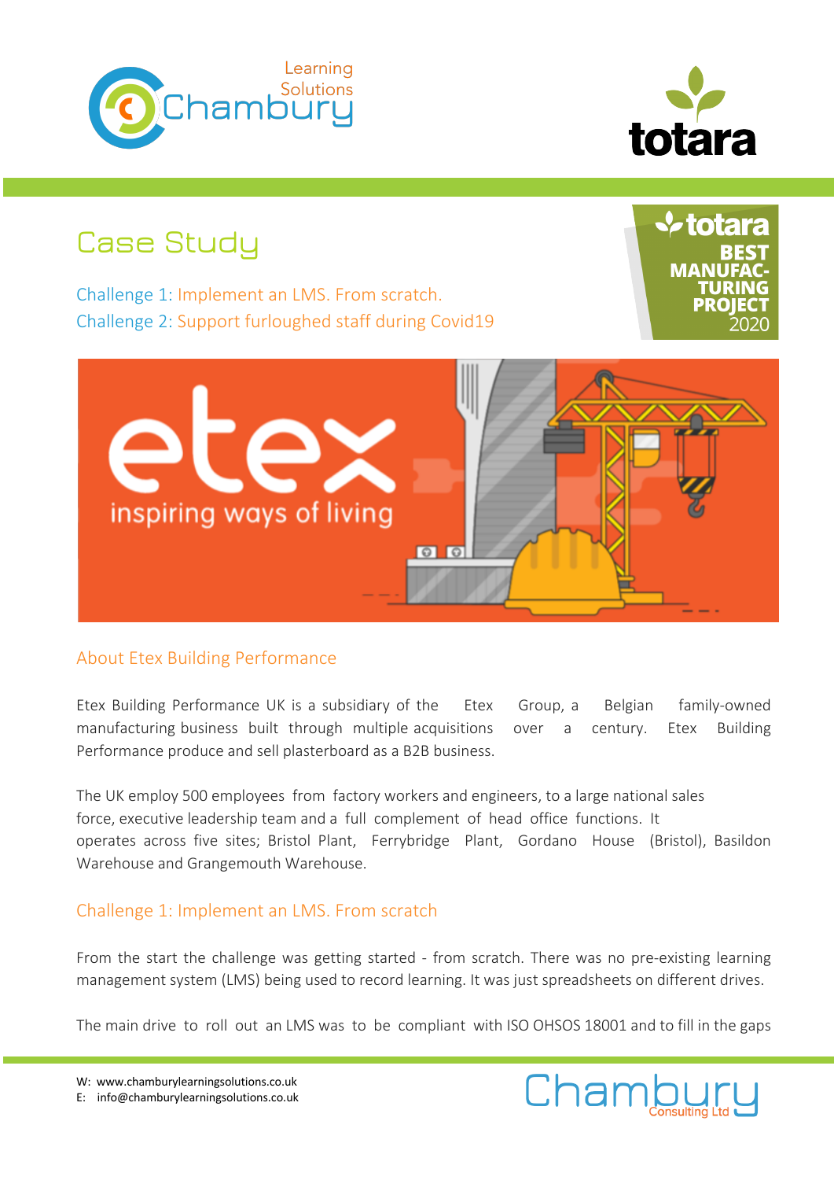# Case Study

Challenge 1: Implement an LMS. From scratch.
Challenge 2: Support furloughed staff during Covid19

## About Etex Building Performance

Etex Building Performance UK is a subsidiary of the Etex Group, a Belgian family-owned manufacturing business built through multiple acquisitions over a century. Etex Building Performance produce and sell plasterboard as a B2B business.

The UK employ 500 employees from factory workers and engineers, to a large national sales force, executive leadership team and a full complement of head office functions. It operates across five sites; Bristol Plant, Ferrybridge Plant, Gordano House (Bristol), Basildon Warehouse and Grangemouth Warehouse.

## Challenge 1: Implement an LMS. From scratch

From the start the challenge was getting started - from scratch. There was no pre-existing learning management system (LMS) being used to record learning. It was just spreadsheets on different drives.

The main drive to roll out an LMS was to be compliant with ISO OHSOS 18001 and to fill in the gaps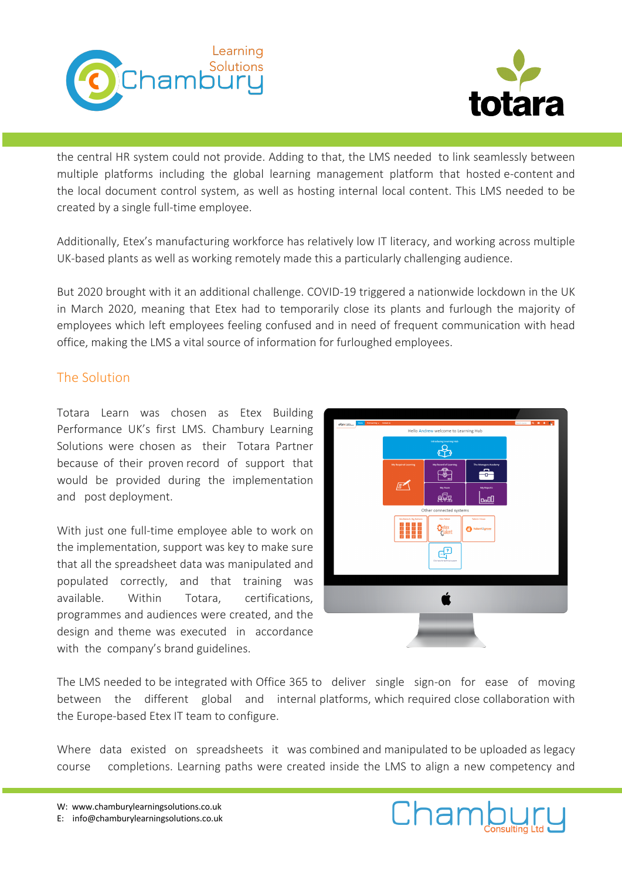the central HR system could not provide. Adding to that, the LMS needed to link seamlessly between multiple platforms including the global learning management platform that hosted e-content and the local document control system, as well as hosting internal local content. This LMS needed to be created by a single full-time employee.

Additionally, Etex's manufacturing workforce has relatively low IT literacy, and working across multiple UK-based plants as well as working remotely made this a particularly challenging audience.

But 2020 brought with it an additional challenge. COVID-19 triggered a nationwide lockdown in the UK in March 2020, meaning that Etex had to temporarily close its plants and furlough the majority of employees which left employees feeling confused and in need of frequent communication with head office, making the LMS a vital source of information for furloughed employees.

## The Solution

Totara Learn was chosen as Etex Building Performance UK's first LMS. Chambury Learning Solutions were chosen as their Totara Partner because of their proven record of support that would be provided during the implementation and post deployment.

With just one full-time employee able to work on the implementation, support was key to make sure that all the spreadsheet data was manipulated and populated correctly, and that training was available. Within Totara, certifications, programmes and audiences were created, and the design and theme was executed in accordance with the company's brand guidelines.

The LMS needed to be integrated with Office 365 to deliver single sign-on for ease of moving between the different global and internal platforms, which required close collaboration with the Europe-based Etex IT team to configure.

Where data existed on spreadsheets it was combined and manipulated to be uploaded as legacy course completions. Learning paths were created inside the LMS to align a new competency and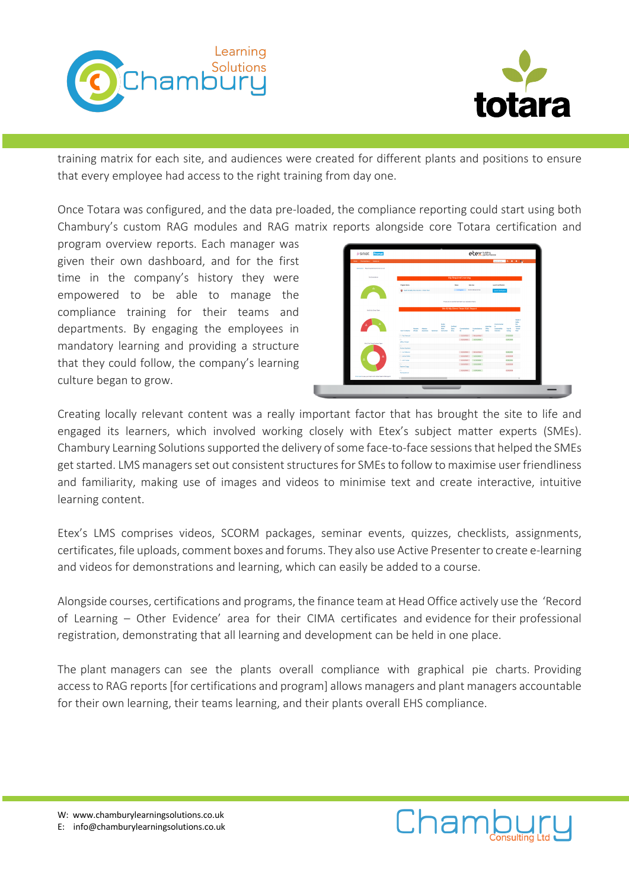training matrix for each site, and audiences were created for different plants and positions to ensure that every employee had access to the right training from day one.

Once Totara was configured, and the data pre-loaded, the compliance reporting could start using both Chambury's custom RAG modules and RAG matrix reports alongside core Totara certification and program overview reports. Each manager was given their own dashboard, and for the first time in the company's history they were empowered to be able to manage the compliance training for their teams and departments. By engaging the employees in mandatory learning and providing a structure that they could follow, the company's learning culture began to grow.

Creating locally relevant content was a really important factor that has brought the site to life and engaged its learners, which involved working closely with Etex's subject matter experts (SMEs). Chambury Learning Solutions supported the delivery of some face-to-face sessions that helped the SMEs get started. LMS managers set out consistent structures for SMEs to follow to maximise user friendliness and familiarity, making use of images and videos to minimise text and create interactive, intuitive learning content.

Etex's LMS comprises videos, SCORM packages, seminar events, quizzes, checklists, assignments, certificates, file uploads, comment boxes and forums. They also use Active Presenter to create e-learning and videos for demonstrations and learning, which can easily be added to a course.

Alongside courses, certifications and programs, the finance team at Head Office actively use the 'Record of Learning – Other Evidence' area for their CIMA certificates and evidence for their professional registration, demonstrating that all learning and development can be held in one place.

The plant managers can see the plants overall compliance with graphical pie charts. Providing access to RAG reports [for certifications and program] allows managers and plant managers accountable for their own learning, their teams learning, and their plants overall EHS compliance.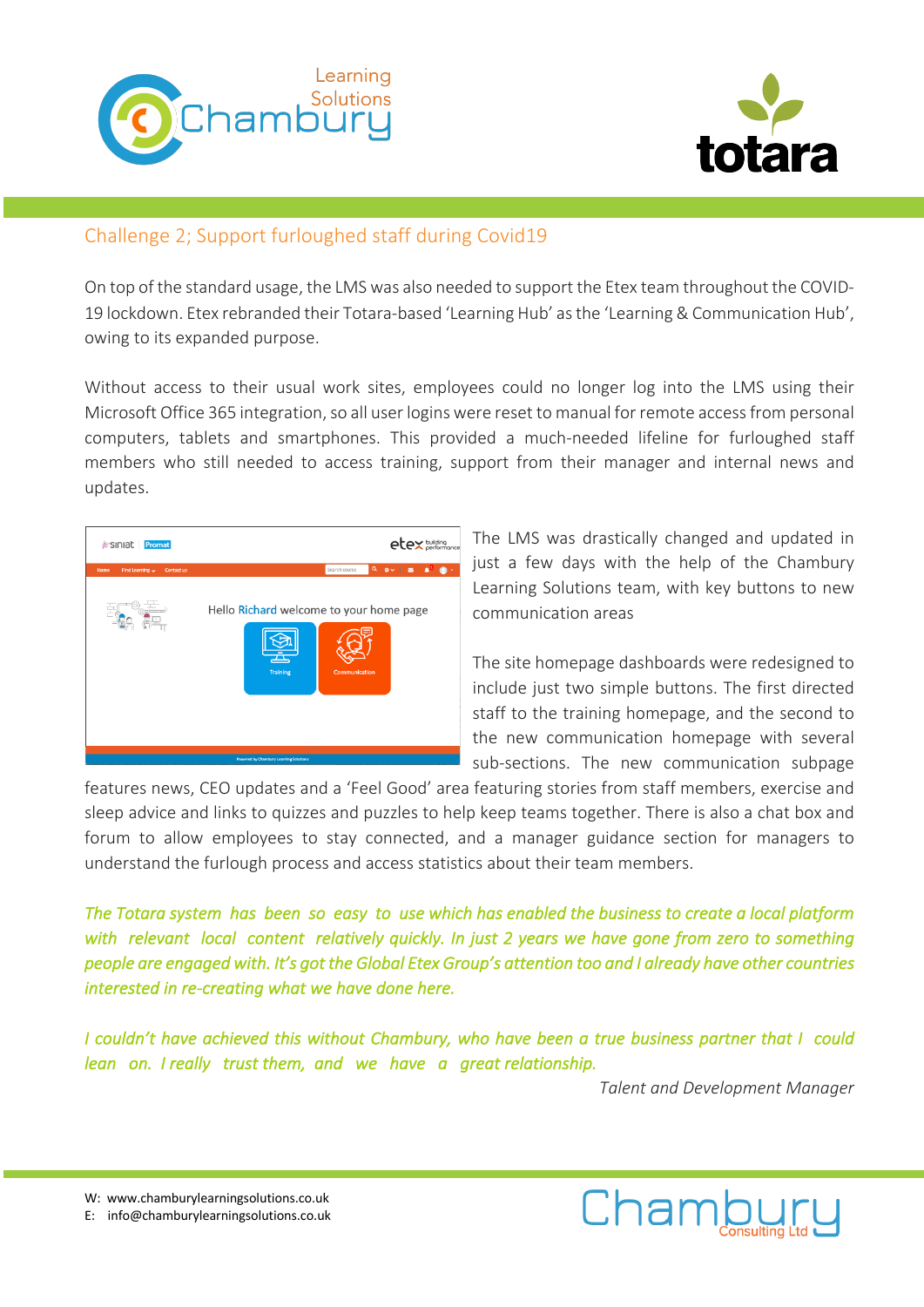## Challenge 2; Support furloughed staff during Covid19

On top of the standard usage, the LMS was also needed to support the Etex team throughout the COVID-19 lockdown. Etex rebranded their Totara-based 'Learning Hub' as the 'Learning & Communication Hub', owing to its expanded purpose.

Without access to their usual work sites, employees could no longer log into the LMS using their Microsoft Office 365 integration, so all user logins were reset to manual for remote access from personal computers, tablets and smartphones. This provided a much-needed lifeline for furloughed staff members who still needed to access training, support from their manager and internal news and updates.

The LMS was drastically changed and updated in just a few days with the help of the Chambury Learning Solutions team, with key buttons to new communication areas

The site homepage dashboards were redesigned to include just two simple buttons. The first directed staff to the training homepage, and the second to the new communication homepage with several sub-sections. The new communication subpage features news, CEO updates and a 'Feel Good' area featuring stories from staff members, exercise and sleep advice and links to quizzes and puzzles to help keep teams together. There is also a chat box and forum to allow employees to stay connected, and a manager guidance section for managers to understand the furlough process and access statistics about their team members.

*The Totara system has been so easy to use which has enabled the business to create a local platform with relevant local content relatively quickly. In just 2 years we have gone from zero to something people are engaged with. It's got the Global Etex Group's attention too and I already have other countries interested in re-creating what we have done here.*

*I couldn't have achieved this without Chambury, who have been a true business partner that I could lean on. I really trust them, and we have a great relationship.*

*Talent and Development Manager*

W: www.chamburylearningsolutions.co.uk
E: info@chamburylearningsolutions.co.uk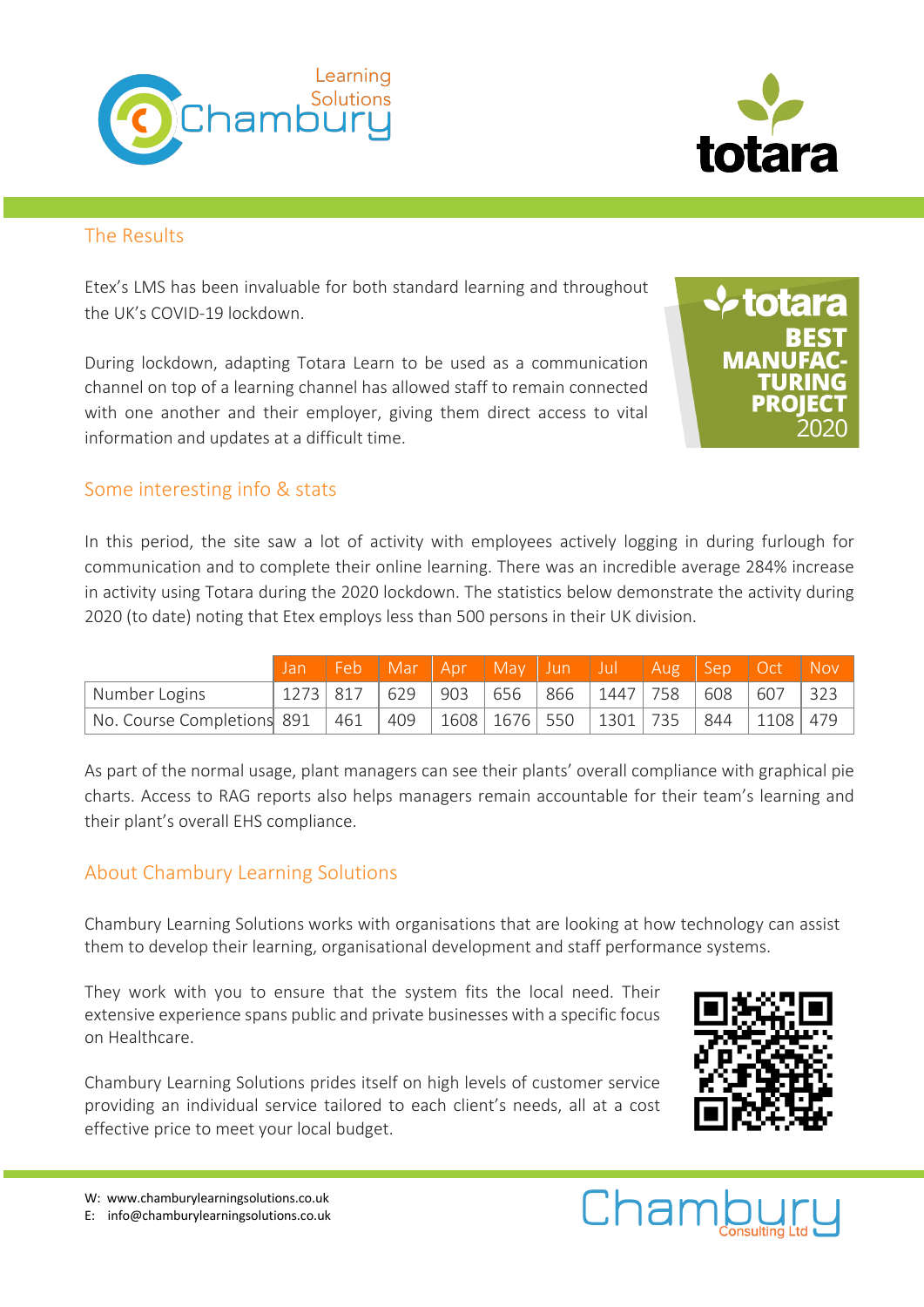## The Results

Etex's LMS has been invaluable for both standard learning and throughout the UK's COVID-19 lockdown.

During lockdown, adapting Totara Learn to be used as a communication channel on top of a learning channel has allowed staff to remain connected with one another and their employer, giving them direct access to vital information and updates at a difficult time.

totara BEST MANUFACTURING PROJECT 2020

## Some interesting info & stats

In this period, the site saw a lot of activity with employees actively logging in during furlough for communication and to complete their online learning. There was an incredible average 284% increase in activity using Totara during the 2020 lockdown. The statistics below demonstrate the activity during 2020 (to date) noting that Etex employs less than 500 persons in their UK division.

| | Jan | Feb | Mar | Apr | May | Jun | Jul | Aug | Sep | Oct | Nov |
|---|---|---|---|---|---|---|---|---|---|---|---|
| Number Logins | 1273 | 817 | 629 | 903 | 656 | 866 | 1447 | 758 | 608 | 607 | 323 |
| No. Course Completions | 891 | 461 | 409 | 1608 | 1676 | 550 | 1301 | 735 | 844 | 1108 | 479 |

As part of the normal usage, plant managers can see their plants' overall compliance with graphical pie charts. Access to RAG reports also helps managers remain accountable for their team's learning and their plant's overall EHS compliance.

## About Chambury Learning Solutions

Chambury Learning Solutions works with organisations that are looking at how technology can assist them to develop their learning, organisational development and staff performance systems.

They work with you to ensure that the system fits the local need. Their extensive experience spans public and private businesses with a specific focus on Healthcare.

Chambury Learning Solutions prides itself on high levels of customer service providing an individual service tailored to each client's needs, all at a cost effective price to meet your local budget.

W: www.chamburylearningsolutions.co.uk
E: info@chamburylearningsolutions.co.uk

Chambury Consulting Ltd